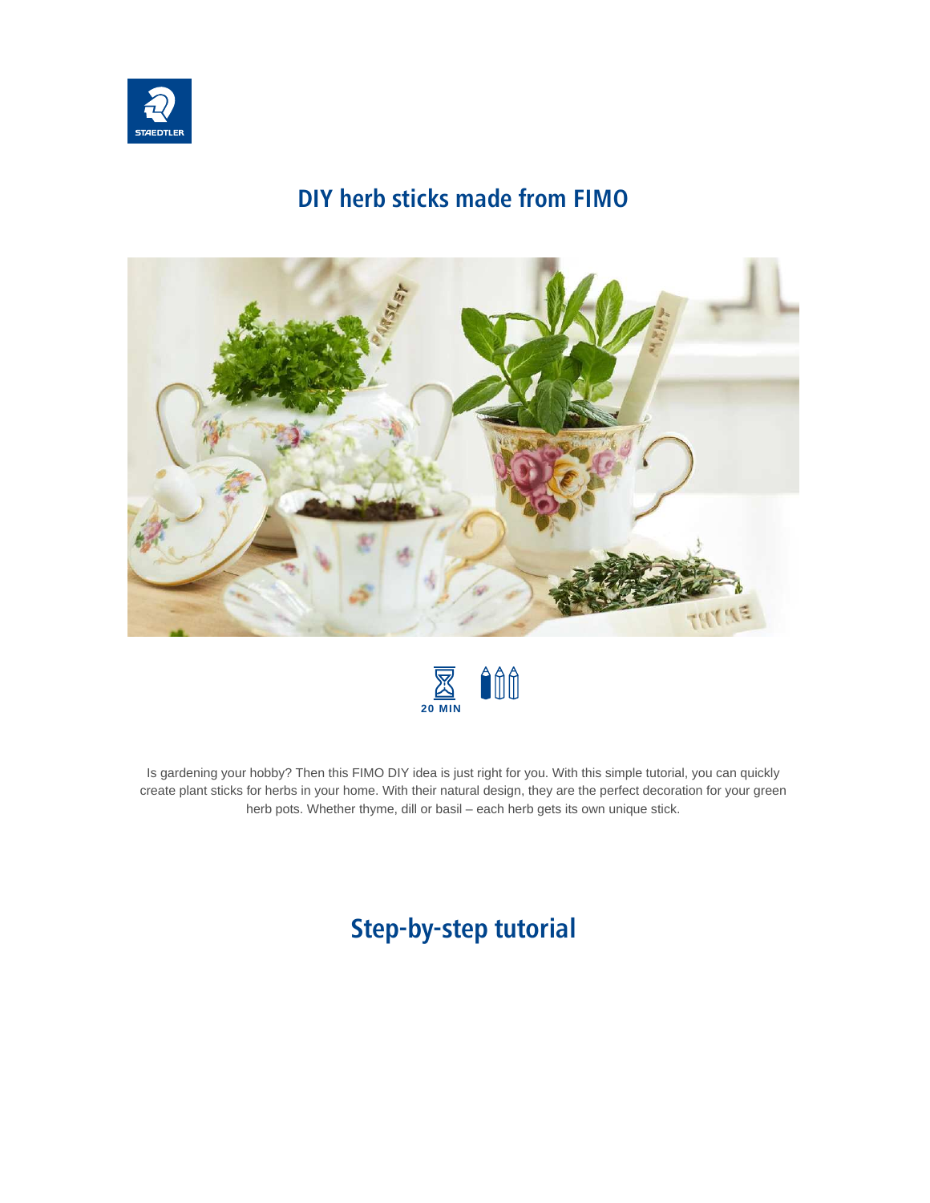# DIY herb sticks made from FIMO

20 MIN

Is gardening your hobby? Then this FIMO DIY idea is just right for you. With this simple tutorial, you can quickly create plant sticks for herbs in your home. With their natural design, they are the perfect decoration for your green herb pots. Whether thyme, dill or basil – each herb gets its own unique stick.

## Step-by-step tutorial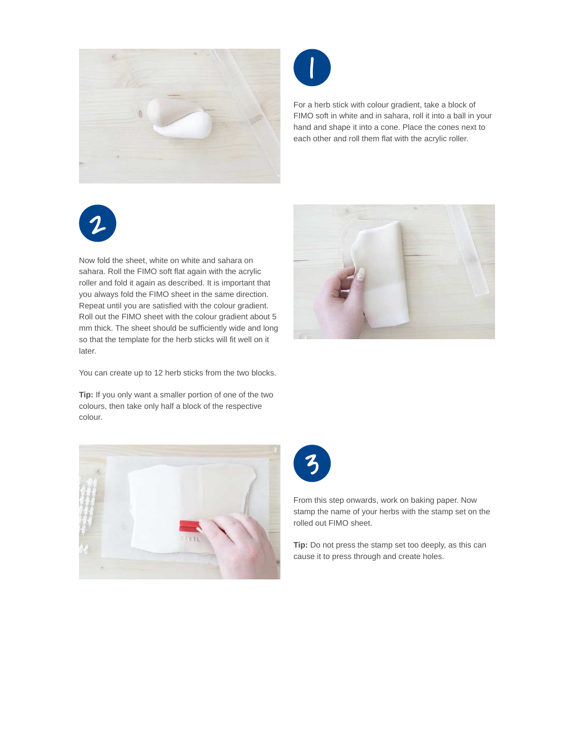1

For a herb stick with colour gradient, take a block of FIMO soft in white and in sahara, roll it into a ball in your hand and shape it into a cone. Place the cones next to each other and roll them flat with the acrylic roller.

2

Now fold the sheet, white on white and sahara on sahara. Roll the FIMO soft flat again with the acrylic roller and fold it again as described. It is important that you always fold the FIMO sheet in the same direction. Repeat until you are satisfied with the colour gradient. Roll out the FIMO sheet with the colour gradient about 5 mm thick. The sheet should be sufficiently wide and long so that the template for the herb sticks will fit well on it later.

You can create up to 12 herb sticks from the two blocks.

**Tip:** If you only want a smaller portion of one of the two colours, then take only half a block of the respective colour.

3

From this step onwards, work on baking paper. Now stamp the name of your herbs with the stamp set on the rolled out FIMO sheet.

**Tip:** Do not press the stamp set too deeply, as this can cause it to press through and create holes.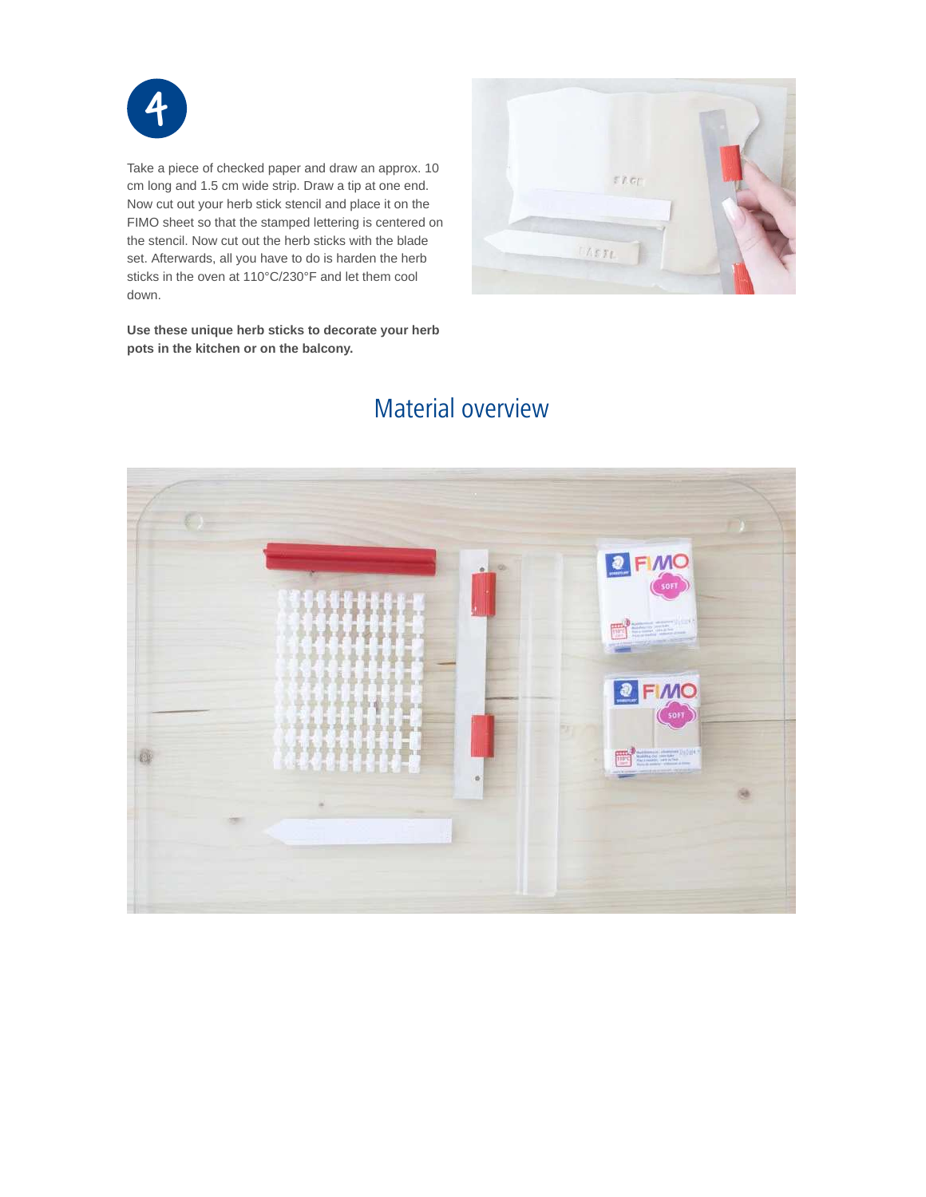4

Take a piece of checked paper and draw an approx. 10 cm long and 1.5 cm wide strip. Draw a tip at one end. Now cut out your herb stick stencil and place it on the FIMO sheet so that the stamped lettering is centered on the stencil. Now cut out the herb sticks with the blade set. Afterwards, all you have to do is harden the herb sticks in the oven at 110°C/230°F and let them cool down.

**Use these unique herb sticks to decorate your herb pots in the kitchen or on the balcony.**

## Material overview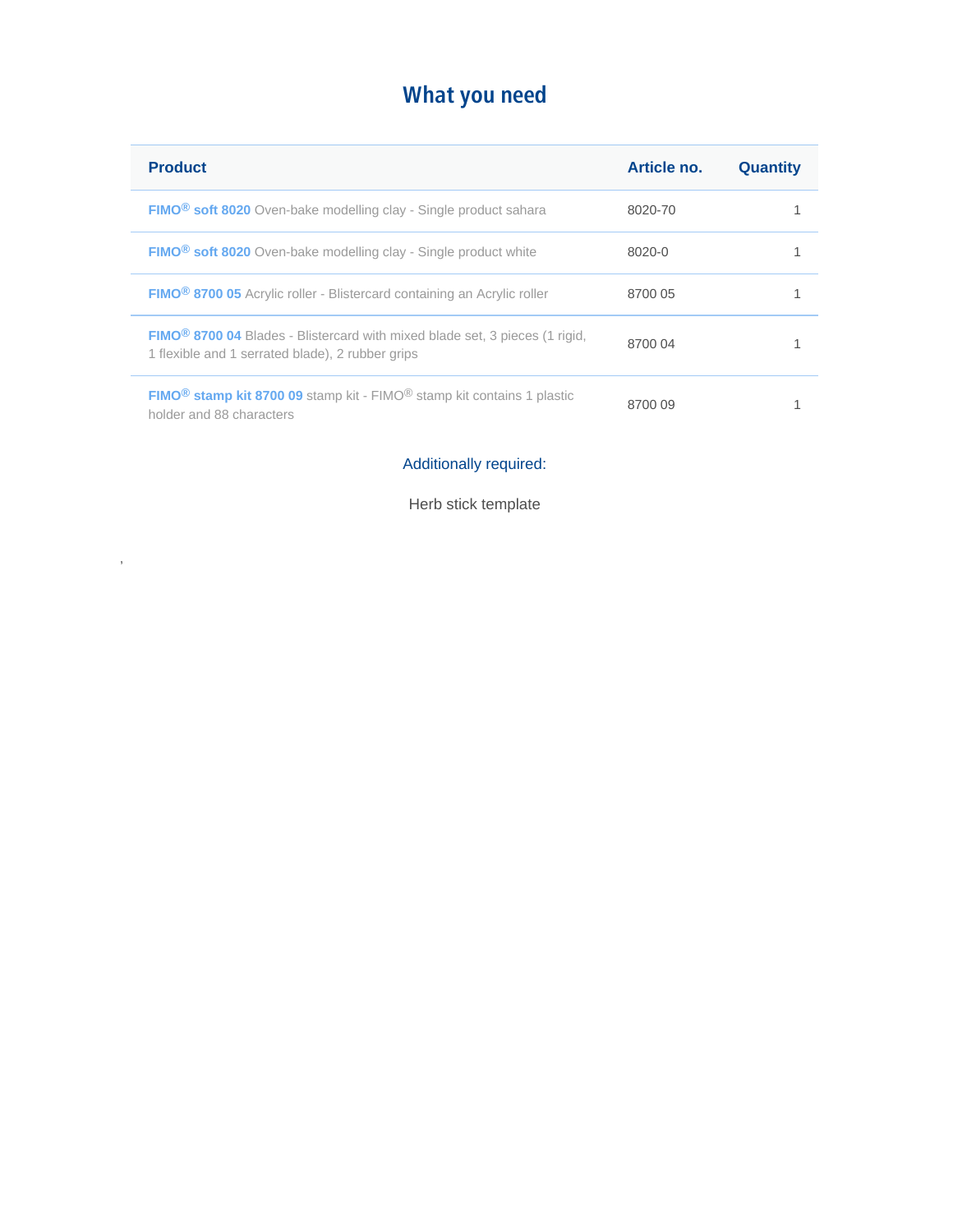# What you need

| Product | Article no. | Quantity |
|---|---|---|
| **FIMO® soft 8020** Oven-bake modelling clay - Single product sahara | 8020-70 | 1 |
| **FIMO® soft 8020** Oven-bake modelling clay - Single product white | 8020-0 | 1 |
| **FIMO® 8700 05** Acrylic roller - Blistercard containing an Acrylic roller | 8700 05 | 1 |
| **FIMO® 8700 04** Blades - Blistercard with mixed blade set, 3 pieces (1 rigid, 1 flexible and 1 serrated blade), 2 rubber grips | 8700 04 | 1 |
| **FIMO® stamp kit 8700 09** stamp kit - FIMO® stamp kit contains 1 plastic holder and 88 characters | 8700 09 | 1 |

Additionally required:

Herb stick template